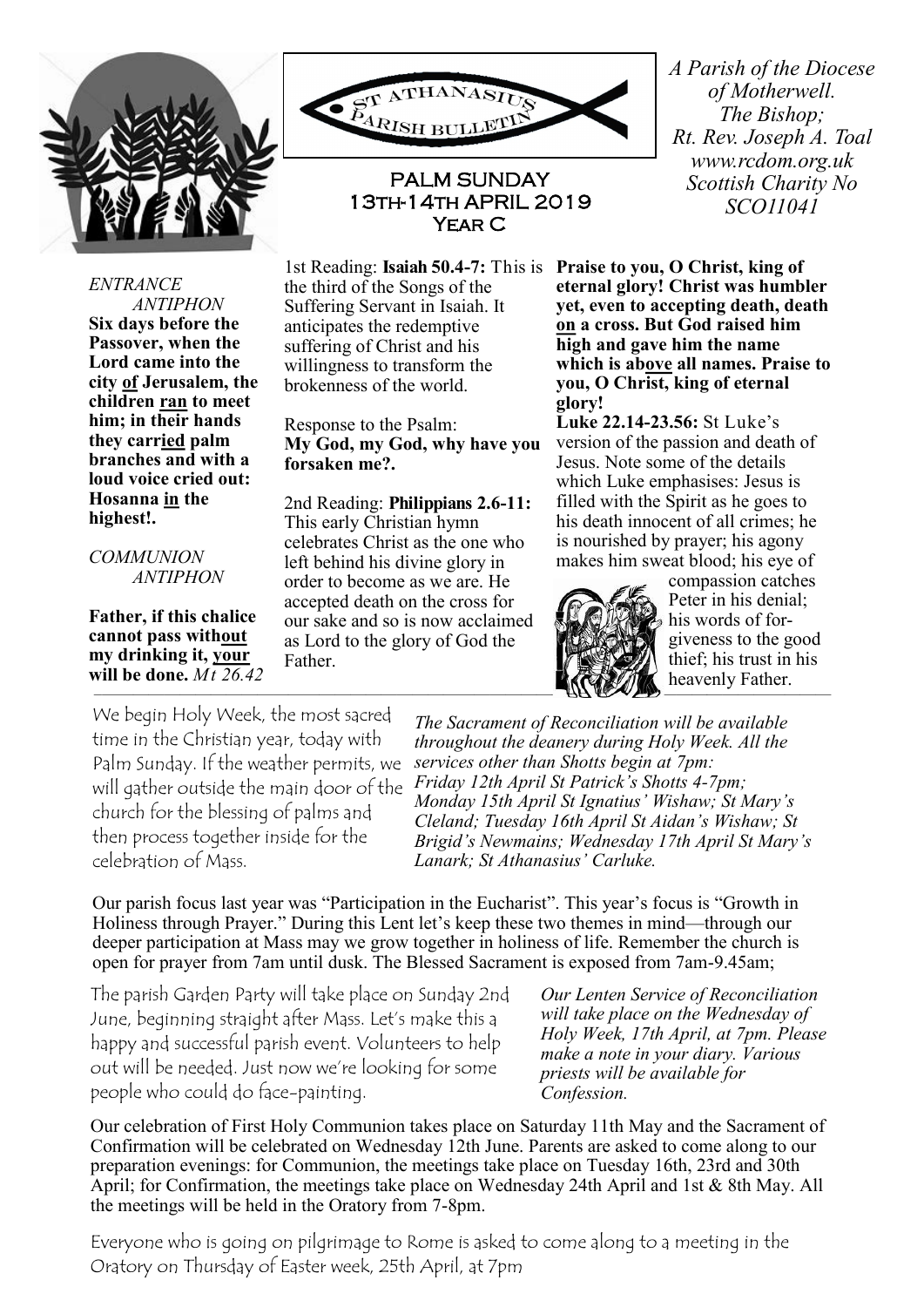# ST ATHANASIUS PARISH BULLETIN

## PALM SUNDAY
## 13th-14th APRIL 2019
## Year C

*A Parish of the Diocese of Motherwell.*
*The Bishop;*
*Rt. Rev. Joseph A. Toal*
*www.rcdom.org.uk*
*Scottish Charity No SCO11041*

*ENTRANCE ANTIPHON*
**Six days before the Passover, when the Lord came into the city of Jerusalem, the children ran to meet him; in their hands they carried palm branches and with a loud voice cried out: Hosanna in the highest!.**

*COMMUNION ANTIPHON*

**Father, if this chalice cannot pass without my drinking it, your will be done.** *Mt 26.42*

1st Reading: **Isaiah 50.4-7:** This is the third of the Songs of the Suffering Servant in Isaiah. It anticipates the redemptive suffering of Christ and his willingness to transform the brokenness of the world.

Response to the Psalm:
**My God, my God, why have you forsaken me?.**

2nd Reading: **Philippians 2.6-11:** This early Christian hymn celebrates Christ as the one who left behind his divine glory in order to become as we are. He accepted death on the cross for our sake and so is now acclaimed as Lord to the glory of God the Father.

**Praise to you, O Christ, king of eternal glory! Christ was humbler yet, even to accepting death, death on a cross. But God raised him high and gave him the name which is above all names. Praise to you, O Christ, king of eternal glory!**

**Luke 22.14-23.56:** St Luke's version of the passion and death of Jesus. Note some of the details which Luke emphasises: Jesus is filled with the Spirit as he goes to his death innocent of all crimes; he is nourished by prayer; his agony makes him sweat blood; his eye of compassion catches Peter in his denial; his words of forgiveness to the good thief; his trust in his heavenly Father.

We begin Holy Week, the most sacred time in the Christian year, today with Palm Sunday. If the weather permits, we will gather outside the main door of the church for the blessing of palms and then process together inside for the celebration of Mass.

*The Sacrament of Reconciliation will be available throughout the deanery during Holy Week. All the services other than Shotts begin at 7pm: Friday 12th April St Patrick's Shotts 4-7pm; Monday 15th April St Ignatius' Wishaw; St Mary's Cleland; Tuesday 16th April St Aidan's Wishaw; St Brigid's Newmains; Wednesday 17th April St Mary's Lanark; St Athanasius' Carluke.*

Our parish focus last year was "Participation in the Eucharist". This year's focus is "Growth in Holiness through Prayer." During this Lent let's keep these two themes in mind—through our deeper participation at Mass may we grow together in holiness of life. Remember the church is open for prayer from 7am until dusk. The Blessed Sacrament is exposed from 7am-9.45am;

The parish Garden Party will take place on Sunday 2nd June, beginning straight after Mass. Let's make this a happy and successful parish event. Volunteers to help out will be needed. Just now we're looking for some people who could do face-painting.

*Our Lenten Service of Reconciliation will take place on the Wednesday of Holy Week, 17th April, at 7pm. Please make a note in your diary. Various priests will be available for Confession.*

Our celebration of First Holy Communion takes place on Saturday 11th May and the Sacrament of Confirmation will be celebrated on Wednesday 12th June. Parents are asked to come along to our preparation evenings: for Communion, the meetings take place on Tuesday 16th, 23rd and 30th April; for Confirmation, the meetings take place on Wednesday 24th April and 1st & 8th May. All the meetings will be held in the Oratory from 7-8pm.

Everyone who is going on pilgrimage to Rome is asked to come along to a meeting in the Oratory on Thursday of Easter week, 25th April, at 7pm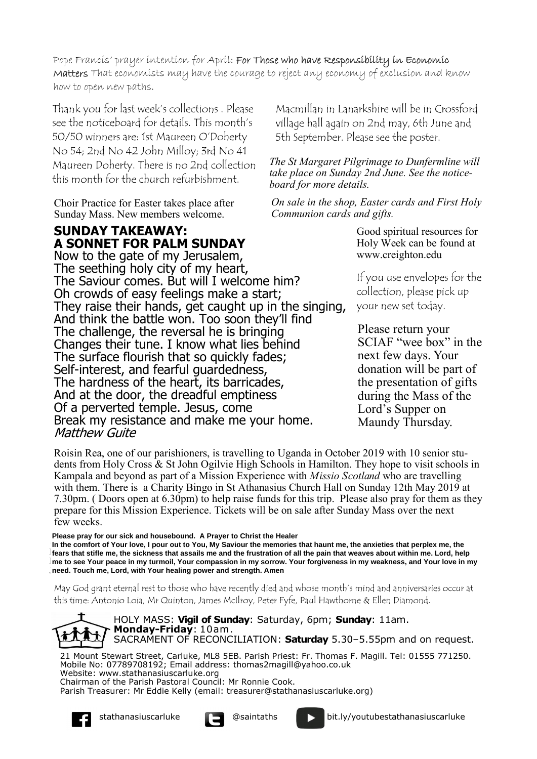Pope Francis' prayer intention for April: **For Those who have Responsibility in Economic Matters** That economists may have the courage to reject any economy of exclusion and know how to open new paths.

Thank you for last week's collections . Please see the noticeboard for details. This month's 50/50 winners are: 1st Maureen O'Doherty No 54; 2nd No 42 John Milloy; 3rd No 41 Maureen Doherty. There is no 2nd collection this month for the church refurbishment.

Choir Practice for Easter takes place after Sunday Mass. New members welcome.

Macmillan in Lanarkshire will be in Crossford village hall again on 2nd may, 6th June and 5th September. Please see the poster.

*The St Margaret Pilgrimage to Dunfermline will take place on Sunday 2nd June. See the notice-board for more details.*

*On sale in the shop, Easter cards and First Holy Communion cards and gifts.*

## SUNDAY TAKEAWAY: A SONNET FOR PALM SUNDAY

Now to the gate of my Jerusalem,
The seething holy city of my heart,
The Saviour comes. But will I welcome him?
Oh crowds of easy feelings make a start;
They raise their hands, get caught up in the singing,
And think the battle won. Too soon they'll find
The challenge, the reversal he is bringing
Changes their tune. I know what lies behind
The surface flourish that so quickly fades;
Self-interest, and fearful guardedness,
The hardness of the heart, its barricades,
And at the door, the dreadful emptiness
Of a perverted temple. Jesus, come
Break my resistance and make me your home.
*Matthew Guite*

Good spiritual resources for Holy Week can be found at www.creighton.edu

If you use envelopes for the collection, please pick up your new set today.

Please return your SCIAF "wee box" in the next few days. Your donation will be part of the presentation of gifts during the Mass of the Lord's Supper on Maundy Thursday.

Roisin Rea, one of our parishioners, is travelling to Uganda in October 2019 with 10 senior students from Holy Cross & St John Ogilvie High Schools in Hamilton. They hope to visit schools in Kampala and beyond as part of a Mission Experience with *Missio Scotland* who are travelling with them. There is a Charity Bingo in St Athanasius Church Hall on Sunday 12th May 2019 at 7.30pm. ( Doors open at 6.30pm) to help raise funds for this trip. Please also pray for them as they prepare for this Mission Experience. Tickets will be on sale after Sunday Mass over the next few weeks.

**Please pray for our sick and housebound. A Prayer to Christ the Healer**
**In the comfort of Your love, I pour out to You, My Saviour the memories that haunt me, the anxieties that perplex me, the fears that stifle me, the sickness that assails me and the frustration of all the pain that weaves about within me. Lord, help me to see Your peace in my turmoil, Your compassion in my sorrow. Your forgiveness in my weakness, and Your love in my need. Touch me, Lord, with Your healing power and strength. Amen**

May God grant eternal rest to those who have recently died and whose month's mind and anniversaries occur at this time: Antonio Loia, Mr Quinton, James McIlroy, Peter Fyfe, Paul Hawthorne & Ellen Diamond.

HOLY MASS: **Vigil of Sunday**: Saturday, 6pm; **Sunday**: 11am.
**Monday-Friday**: 10am.
SACRAMENT OF RECONCILIATION: **Saturday** 5.30–5.55pm and on request.

21 Mount Stewart Street, Carluke, ML8 5EB. Parish Priest: Fr. Thomas F. Magill. Tel: 01555 771250.
Mobile No: 07789708192; Email address: thomas2magill@yahoo.co.uk
Website: www.stathanasiuscarluke.org
Chairman of the Parish Pastoral Council: Mr Ronnie Cook.
Parish Treasurer: Mr Eddie Kelly (email: treasurer@stathanasiuscarluke.org)

stathanasiuscarluke @saintaths bit.ly/youtubestathanasiuscarluke